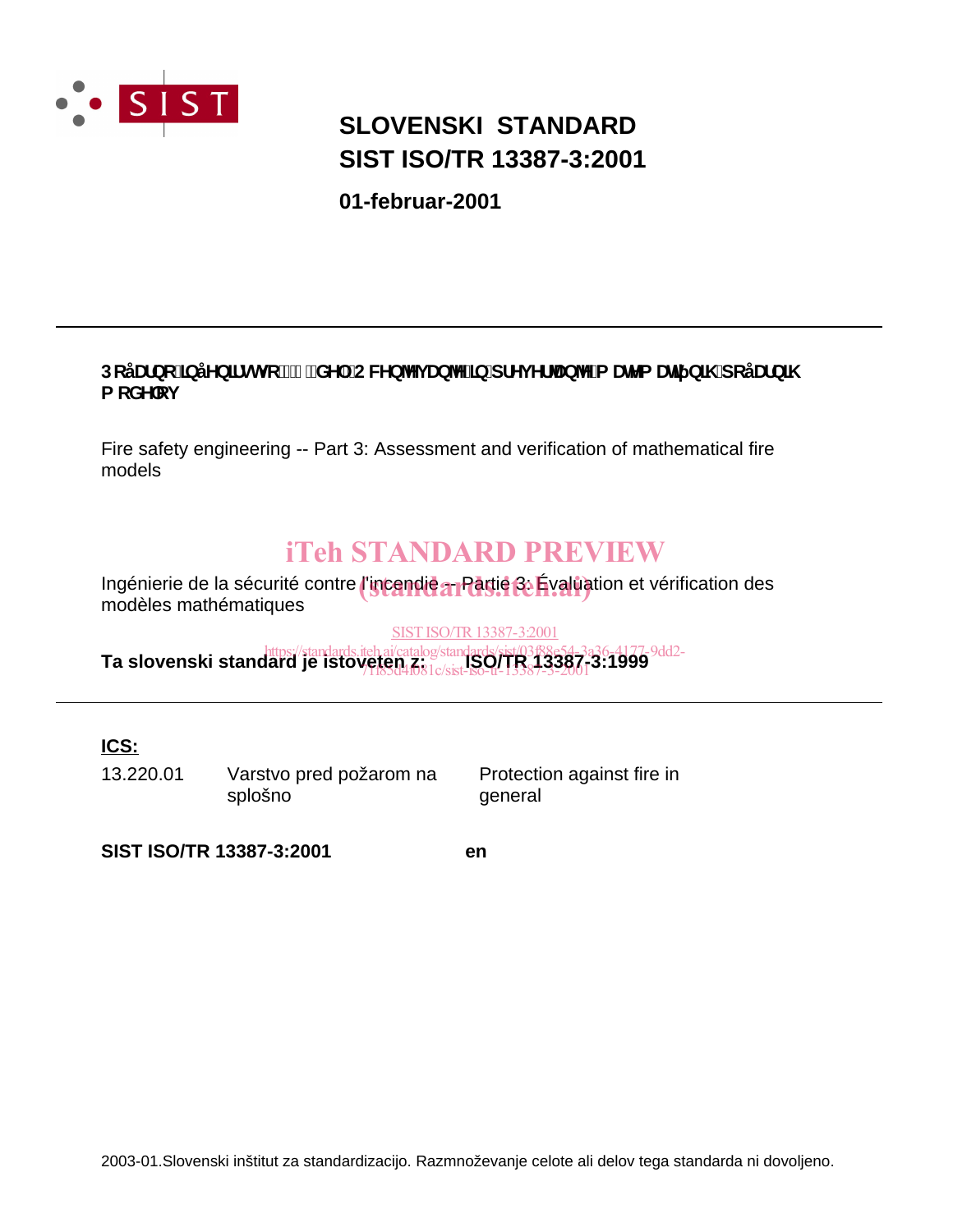# SLOVENSKI STANDARD
# SIST ISO/TR 13387-3:2001

**01-februar-2001**

---

**3RåDUQRLQåHQLUVWYR GHO2FHQMHYDQMHLQSUHYHUMDQMHPDWHPDWLþQLKSRåDUQLK PRGHORY**

Fire safety engineering -- Part 3: Assessment and verification of mathematical fire models

iTeh STANDARD PREVIEW
(standards.iteh.ai)

Ingénierie de la sécurité contre l'incendie -- Partie 3: Évaluation et vérification des modèles mathématiques

SIST ISO/TR 13387-3:2001
https://standards.iteh.ai/catalog/standards/sist/03f88e54-3a36-4177-9dd2-7f85d4f081c/sist-iso-tr-13387-3-2001

**Ta slovenski standard je istoveten z: ISO/TR 13387-3:1999**

---

**ICS:**

| | | |
|---|---|---|
| 13.220.01 | Varstvo pred požarom na splošno | Protection against fire in general |

**SIST ISO/TR 13387-3:2001** **en**

2003-01.Slovenski inštitut za standardizacijo. Razmnoževanje celote ali delov tega standarda ni dovoljeno.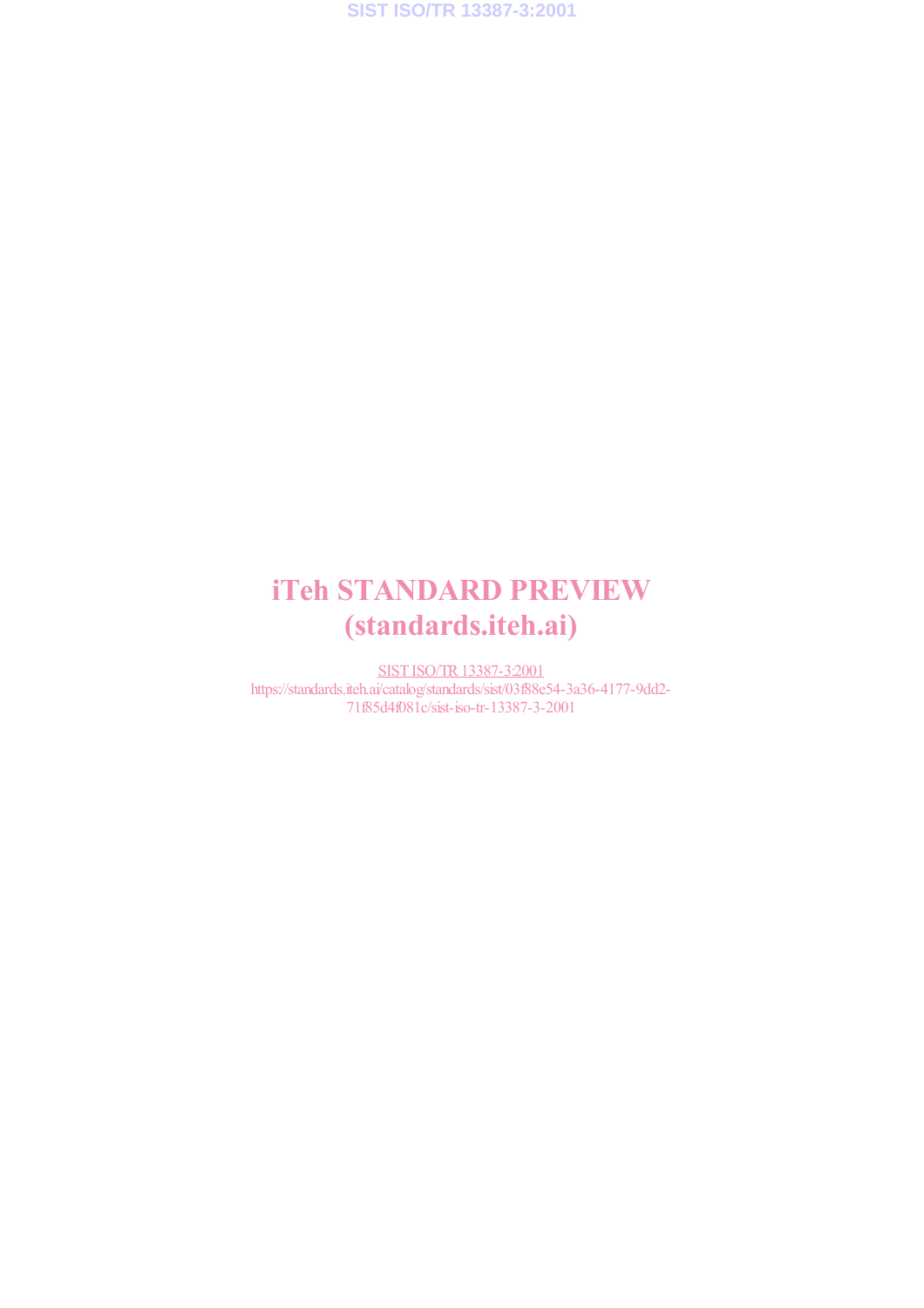iTeh STANDARD PREVIEW
(standards.iteh.ai)

SIST ISO/TR 13387-3:2001
https://standards.iteh.ai/catalog/standards/sist/03f88e54-3a36-4177-9dd2-71f85d4f081c/sist-iso-tr-13387-3-2001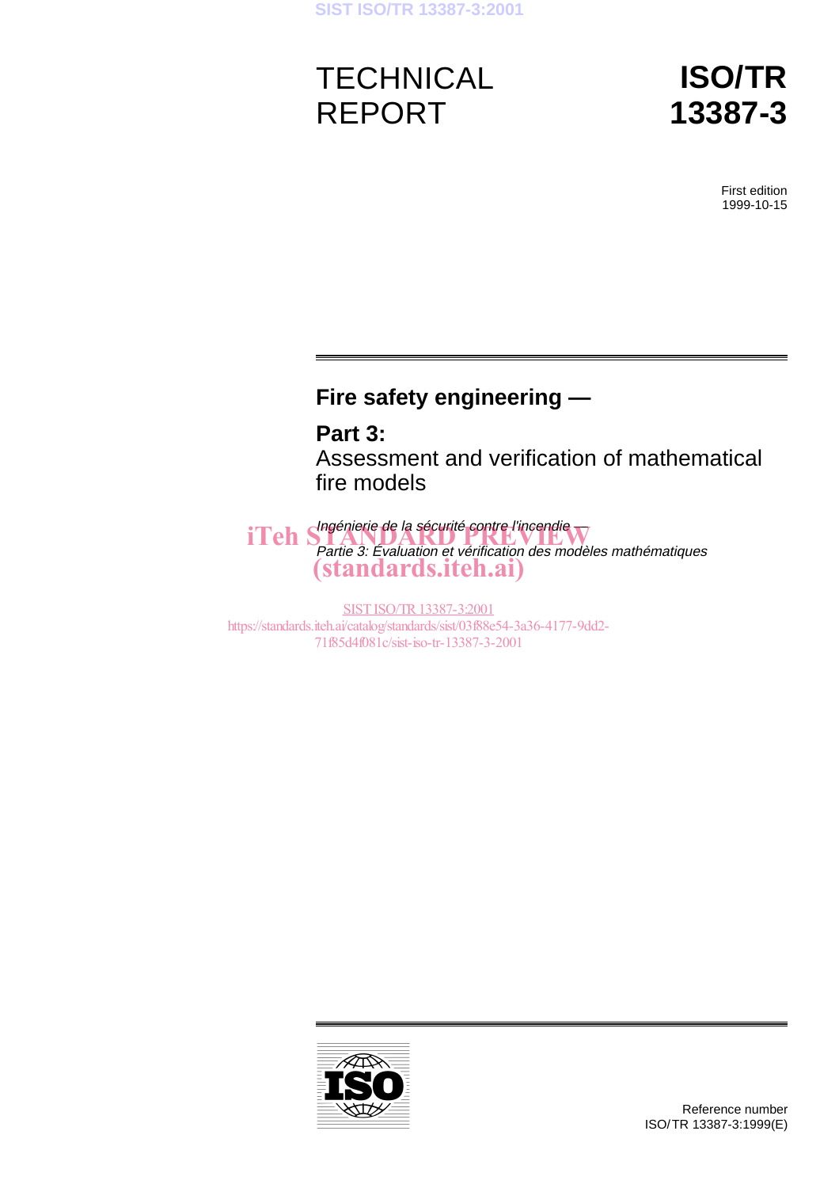TECHNICAL REPORT

**ISO/TR 13387-3**

First edition
1999-10-15

# Fire safety engineering —

## Part 3:
Assessment and verification of mathematical fire models

*Ingénierie de la sécurité contre l'incendie —*
*Partie 3: Évaluation et vérification des modèles mathématiques*

iTeh STANDARD PREVIEW
(standards.iteh.ai)

SIST ISO/TR 13387-3:2001
https://standards.iteh.ai/catalog/standards/sist/03f88e54-3a36-4177-9dd2-71f85d4f081c/sist-iso-tr-13387-3-2001

Reference number
ISO/TR 13387-3:1999(E)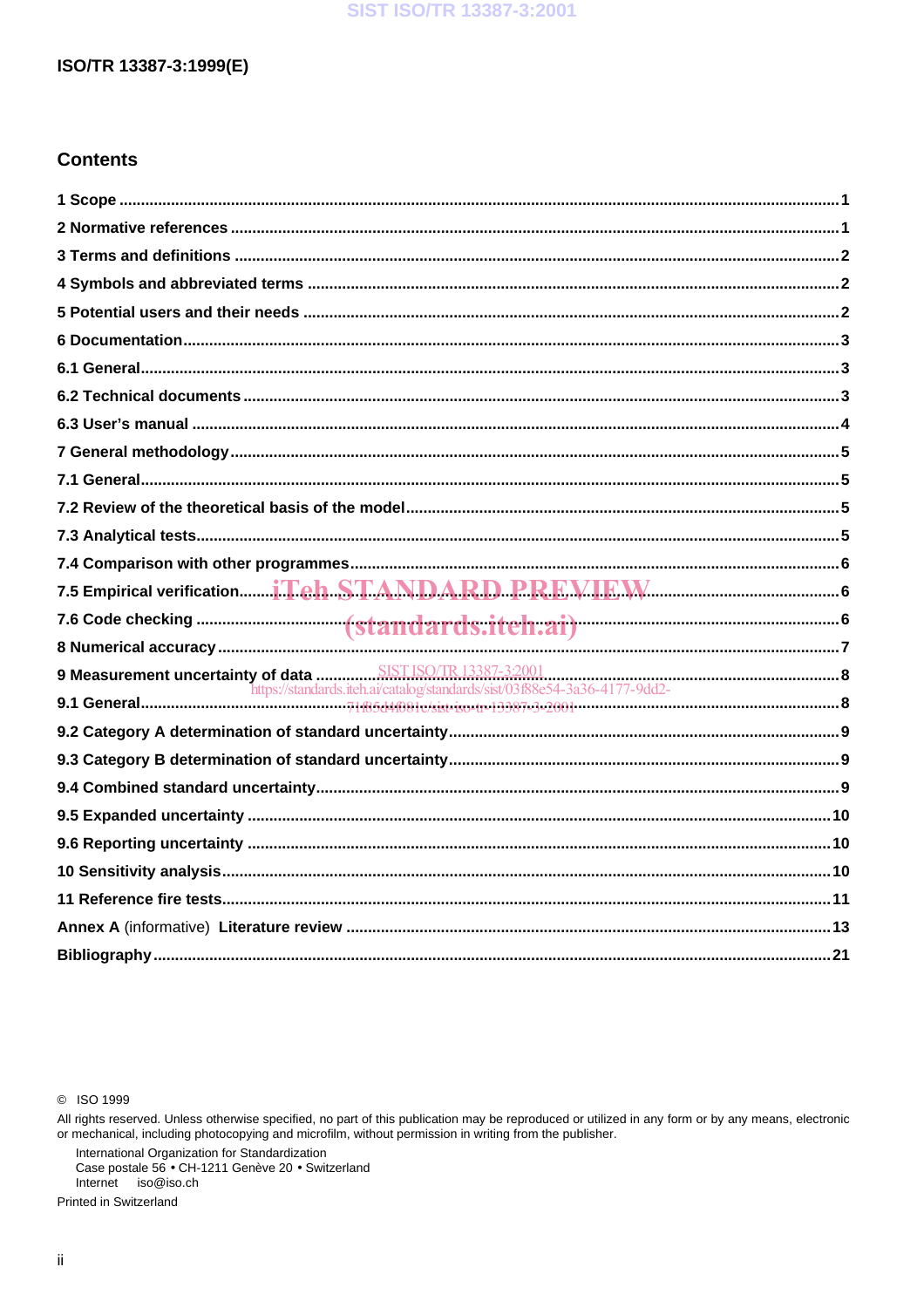## Contents

1 Scope ........................................................................................................................................................... 1

2 Normative references .................................................................................................................................. 1

3 Terms and definitions ................................................................................................................................. 2

4 Symbols and abbreviated terms ................................................................................................................. 2

5 Potential users and their needs .................................................................................................................. 2

6 Documentation............................................................................................................................................ 3

6.1 General...................................................................................................................................................... 3

6.2 Technical documents ............................................................................................................................... 3

6.3 User's manual .......................................................................................................................................... 4

7 General methodology................................................................................................................................. 5

7.1 General...................................................................................................................................................... 5

7.2 Review of the theoretical basis of the model.......................................................................................... 5

7.3 Analytical tests.......................................................................................................................................... 5

7.4 Comparison with other programmes...................................................................................................... 6

7.5 Empirical verification................................................................................................................................ 6

7.6 Code checking .......................................................................................................................................... 6

8 Numerical accuracy .................................................................................................................................... 7

9 Measurement uncertainty of data ............................................................................................................... 8

9.1 General...................................................................................................................................................... 8

9.2 Category A determination of standard uncertainty................................................................................ 9

9.3 Category B determination of standard uncertainty................................................................................ 9

9.4 Combined standard uncertainty.............................................................................................................. 9

9.5 Expanded uncertainty ............................................................................................................................ 10

9.6 Reporting uncertainty ............................................................................................................................ 10

10 Sensitivity analysis.................................................................................................................................. 10

11 Reference fire tests.................................................................................................................................. 11

**Annex A** (informative) **Literature review** ...................................................................................................... 13

**Bibliography**................................................................................................................................................. 21

© ISO 1999

All rights reserved. Unless otherwise specified, no part of this publication may be reproduced or utilized in any form or by any means, electronic or mechanical, including photocopying and microfilm, without permission in writing from the publisher.

International Organization for Standardization
Case postale 56 • CH-1211 Genève 20 • Switzerland
Internet iso@iso.ch

Printed in Switzerland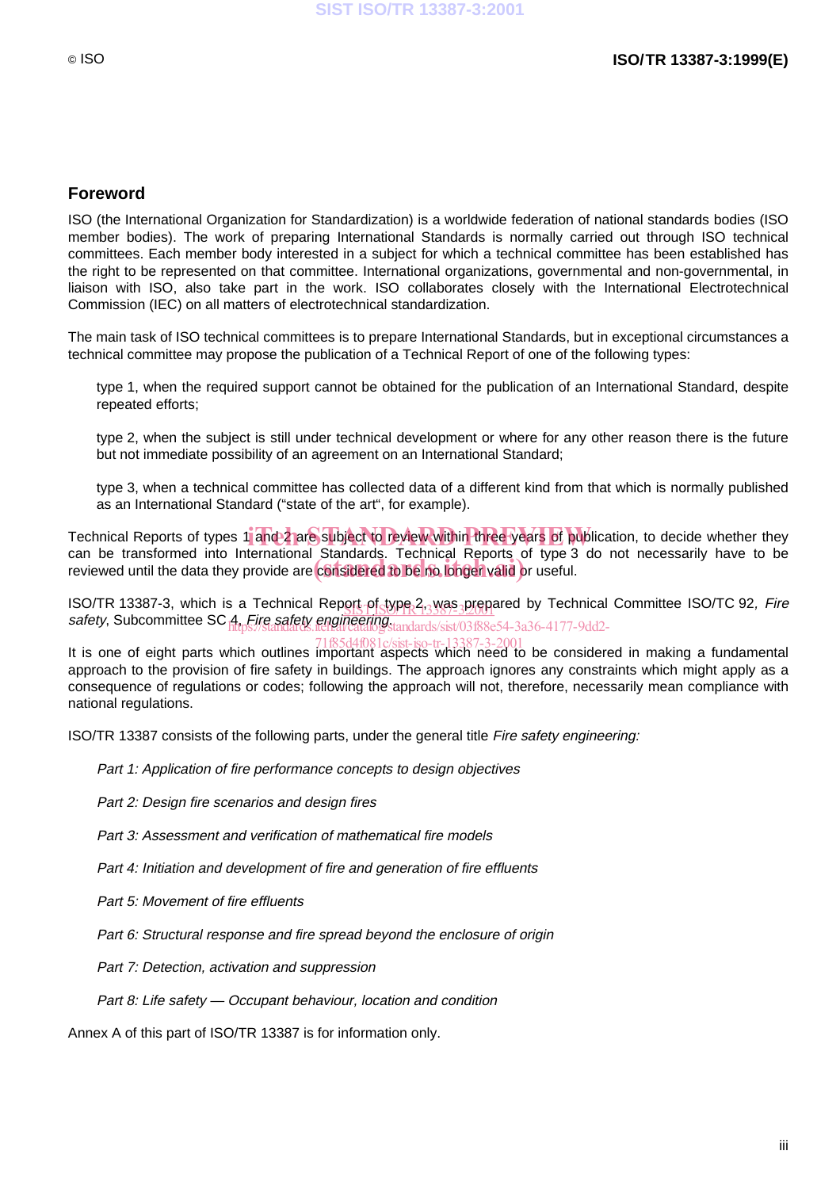## Foreword

ISO (the International Organization for Standardization) is a worldwide federation of national standards bodies (ISO member bodies). The work of preparing International Standards is normally carried out through ISO technical committees. Each member body interested in a subject for which a technical committee has been established has the right to be represented on that committee. International organizations, governmental and non-governmental, in liaison with ISO, also take part in the work. ISO collaborates closely with the International Electrotechnical Commission (IEC) on all matters of electrotechnical standardization.

The main task of ISO technical committees is to prepare International Standards, but in exceptional circumstances a technical committee may propose the publication of a Technical Report of one of the following types:

type 1, when the required support cannot be obtained for the publication of an International Standard, despite repeated efforts;

type 2, when the subject is still under technical development or where for any other reason there is the future but not immediate possibility of an agreement on an International Standard;

type 3, when a technical committee has collected data of a different kind from that which is normally published as an International Standard ("state of the art", for example).

Technical Reports of types 1 and 2 are subject to review within three years of publication, to decide whether they can be transformed into International Standards. Technical Reports of type 3 do not necessarily have to be reviewed until the data they provide are considered to be no longer valid or useful.

ISO/TR 13387-3, which is a Technical Report of type 2, was prepared by Technical Committee ISO/TC 92, *Fire safety*, Subcommittee SC 4, *Fire safety engineering*.

It is one of eight parts which outlines important aspects which need to be considered in making a fundamental approach to the provision of fire safety in buildings. The approach ignores any constraints which might apply as a consequence of regulations or codes; following the approach will not, therefore, necessarily mean compliance with national regulations.

ISO/TR 13387 consists of the following parts, under the general title *Fire safety engineering:*

*Part 1: Application of fire performance concepts to design objectives*

*Part 2: Design fire scenarios and design fires*

*Part 3: Assessment and verification of mathematical fire models*

*Part 4: Initiation and development of fire and generation of fire effluents*

*Part 5: Movement of fire effluents*

*Part 6: Structural response and fire spread beyond the enclosure of origin*

*Part 7: Detection, activation and suppression*

*Part 8: Life safety — Occupant behaviour, location and condition*

Annex A of this part of ISO/TR 13387 is for information only.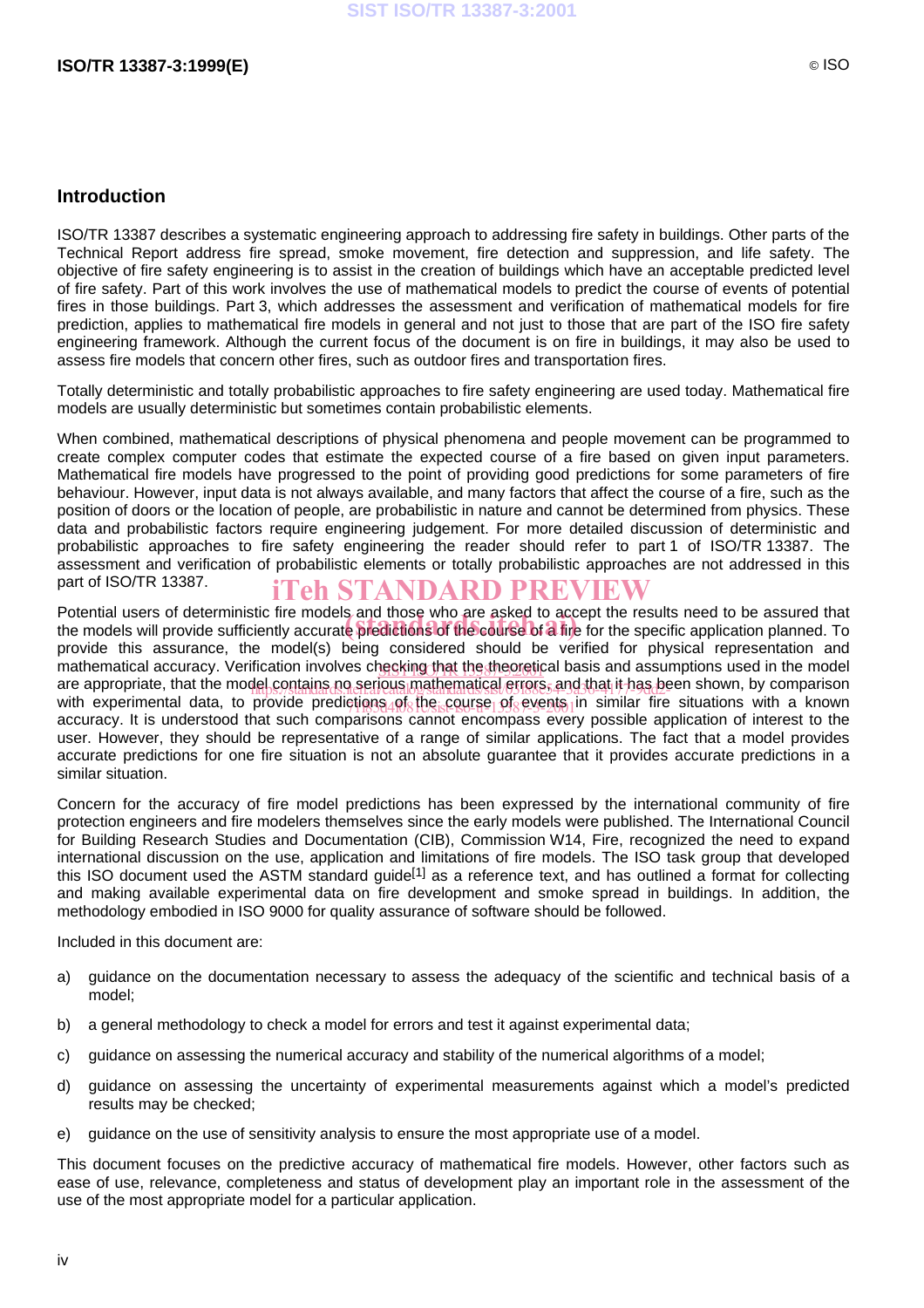## Introduction

ISO/TR 13387 describes a systematic engineering approach to addressing fire safety in buildings. Other parts of the Technical Report address fire spread, smoke movement, fire detection and suppression, and life safety. The objective of fire safety engineering is to assist in the creation of buildings which have an acceptable predicted level of fire safety. Part of this work involves the use of mathematical models to predict the course of events of potential fires in those buildings. Part 3, which addresses the assessment and verification of mathematical models for fire prediction, applies to mathematical fire models in general and not just to those that are part of the ISO fire safety engineering framework. Although the current focus of the document is on fire in buildings, it may also be used to assess fire models that concern other fires, such as outdoor fires and transportation fires.

Totally deterministic and totally probabilistic approaches to fire safety engineering are used today. Mathematical fire models are usually deterministic but sometimes contain probabilistic elements.

When combined, mathematical descriptions of physical phenomena and people movement can be programmed to create complex computer codes that estimate the expected course of a fire based on given input parameters. Mathematical fire models have progressed to the point of providing good predictions for some parameters of fire behaviour. However, input data is not always available, and many factors that affect the course of a fire, such as the position of doors or the location of people, are probabilistic in nature and cannot be determined from physics. These data and probabilistic factors require engineering judgement. For more detailed discussion of deterministic and probabilistic approaches to fire safety engineering the reader should refer to part 1 of ISO/TR 13387. The assessment and verification of probabilistic elements or totally probabilistic approaches are not addressed in this part of ISO/TR 13387.

Potential users of deterministic fire models and those who are asked to accept the results need to be assured that the models will provide sufficiently accurate predictions of the course of a fire for the specific application planned. To provide this assurance, the model(s) being considered should be verified for physical representation and mathematical accuracy. Verification involves checking that the theoretical basis and assumptions used in the model are appropriate, that the model contains no serious mathematical errors, and that it has been shown, by comparison with experimental data, to provide predictions of the course of events in similar fire situations with a known accuracy. It is understood that such comparisons cannot encompass every possible application of interest to the user. However, they should be representative of a range of similar applications. The fact that a model provides accurate predictions for one fire situation is not an absolute guarantee that it provides accurate predictions in a similar situation.

Concern for the accuracy of fire model predictions has been expressed by the international community of fire protection engineers and fire modelers themselves since the early models were published. The International Council for Building Research Studies and Documentation (CIB), Commission W14, Fire, recognized the need to expand international discussion on the use, application and limitations of fire models. The ISO task group that developed this ISO document used the ASTM standard guide[1] as a reference text, and has outlined a format for collecting and making available experimental data on fire development and smoke spread in buildings. In addition, the methodology embodied in ISO 9000 for quality assurance of software should be followed.

Included in this document are:

a) guidance on the documentation necessary to assess the adequacy of the scientific and technical basis of a model;

b) a general methodology to check a model for errors and test it against experimental data;

c) guidance on assessing the numerical accuracy and stability of the numerical algorithms of a model;

d) guidance on assessing the uncertainty of experimental measurements against which a model's predicted results may be checked;

e) guidance on the use of sensitivity analysis to ensure the most appropriate use of a model.

This document focuses on the predictive accuracy of mathematical fire models. However, other factors such as ease of use, relevance, completeness and status of development play an important role in the assessment of the use of the most appropriate model for a particular application.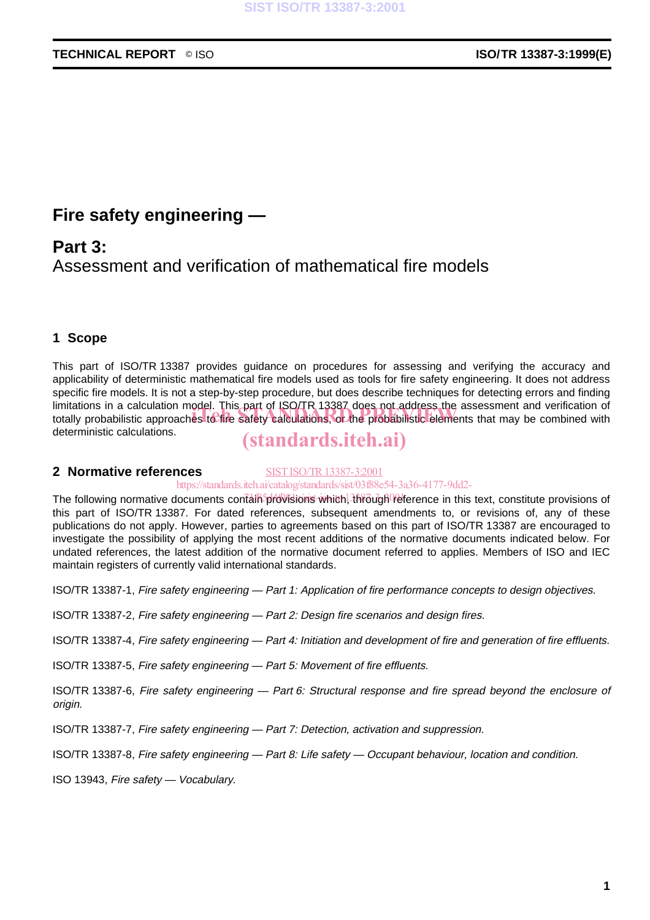# Fire safety engineering —

## Part 3:
Assessment and verification of mathematical fire models

## 1 Scope

This part of ISO/TR 13387 provides guidance on procedures for assessing and verifying the accuracy and applicability of deterministic mathematical fire models used as tools for fire safety engineering. It does not address specific fire models. It is not a step-by-step procedure, but does describe techniques for detecting errors and finding limitations in a calculation model. This part of ISO/TR 13387 does not address the assessment and verification of totally probabilistic approaches to fire safety calculations, or the probabilistic elements that may be combined with deterministic calculations.

## 2 Normative references

The following normative documents contain provisions which, through reference in this text, constitute provisions of this part of ISO/TR 13387. For dated references, subsequent amendments to, or revisions of, any of these publications do not apply. However, parties to agreements based on this part of ISO/TR 13387 are encouraged to investigate the possibility of applying the most recent additions of the normative documents indicated below. For undated references, the latest addition of the normative document referred to applies. Members of ISO and IEC maintain registers of currently valid international standards.

ISO/TR 13387-1, *Fire safety engineering — Part 1: Application of fire performance concepts to design objectives.*

ISO/TR 13387-2, *Fire safety engineering — Part 2: Design fire scenarios and design fires.*

ISO/TR 13387-4, *Fire safety engineering — Part 4: Initiation and development of fire and generation of fire effluents.*

ISO/TR 13387-5, *Fire safety engineering — Part 5: Movement of fire effluents.*

ISO/TR 13387-6, *Fire safety engineering — Part 6: Structural response and fire spread beyond the enclosure of origin.*

ISO/TR 13387-7, *Fire safety engineering — Part 7: Detection, activation and suppression.*

ISO/TR 13387-8, *Fire safety engineering — Part 8: Life safety — Occupant behaviour, location and condition.*

ISO 13943, *Fire safety — Vocabulary.*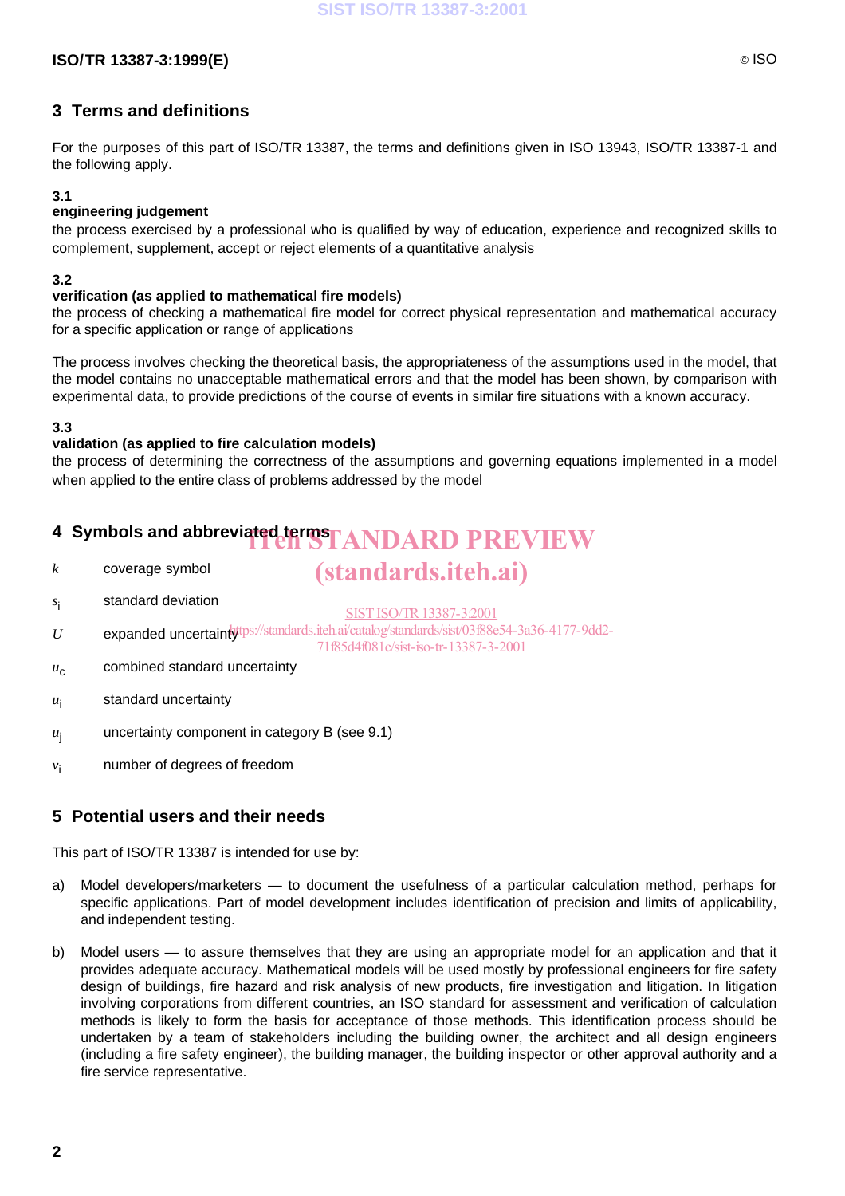## 3 Terms and definitions

For the purposes of this part of ISO/TR 13387, the terms and definitions given in ISO 13943, ISO/TR 13387-1 and the following apply.

### 3.1

**engineering judgement**

the process exercised by a professional who is qualified by way of education, experience and recognized skills to complement, supplement, accept or reject elements of a quantitative analysis

### 3.2

**verification (as applied to mathematical fire models)**

the process of checking a mathematical fire model for correct physical representation and mathematical accuracy for a specific application or range of applications

The process involves checking the theoretical basis, the appropriateness of the assumptions used in the model, that the model contains no unacceptable mathematical errors and that the model has been shown, by comparison with experimental data, to provide predictions of the course of events in similar fire situations with a known accuracy.

### 3.3

**validation (as applied to fire calculation models)**

the process of determining the correctness of the assumptions and governing equations implemented in a model when applied to the entire class of problems addressed by the model

## 4 Symbols and abbreviated terms

$k$ coverage symbol

$s_i$ standard deviation

$U$ expanded uncertainty

$u_c$ combined standard uncertainty

$u_i$ standard uncertainty

$u_j$ uncertainty component in category B (see 9.1)

$v_i$ number of degrees of freedom

## 5 Potential users and their needs

This part of ISO/TR 13387 is intended for use by:

a) Model developers/marketers — to document the usefulness of a particular calculation method, perhaps for specific applications. Part of model development includes identification of precision and limits of applicability, and independent testing.

b) Model users — to assure themselves that they are using an appropriate model for an application and that it provides adequate accuracy. Mathematical models will be used mostly by professional engineers for fire safety design of buildings, fire hazard and risk analysis of new products, fire investigation and litigation. In litigation involving corporations from different countries, an ISO standard for assessment and verification of calculation methods is likely to form the basis for acceptance of those methods. This identification process should be undertaken by a team of stakeholders including the building owner, the architect and all design engineers (including a fire safety engineer), the building manager, the building inspector or other approval authority and a fire service representative.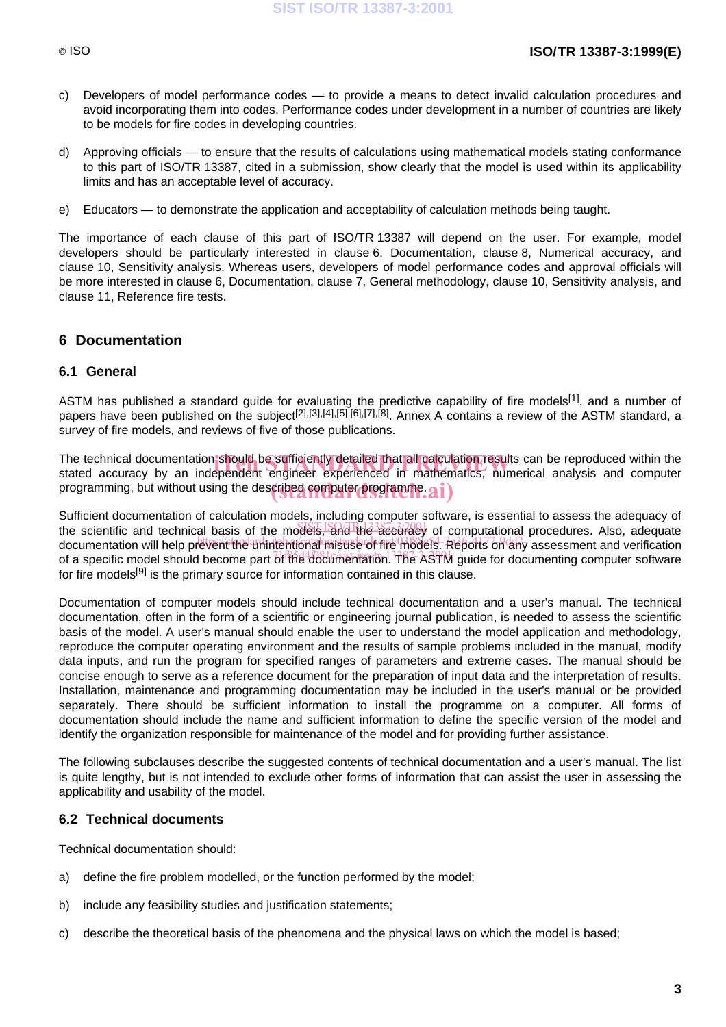c) Developers of model performance codes — to provide a means to detect invalid calculation procedures and avoid incorporating them into codes. Performance codes under development in a number of countries are likely to be models for fire codes in developing countries.

d) Approving officials — to ensure that the results of calculations using mathematical models stating conformance to this part of ISO/TR 13387, cited in a submission, show clearly that the model is used within its applicability limits and has an acceptable level of accuracy.

e) Educators — to demonstrate the application and acceptability of calculation methods being taught.

The importance of each clause of this part of ISO/TR 13387 will depend on the user. For example, model developers should be particularly interested in clause 6, Documentation, clause 8, Numerical accuracy, and clause 10, Sensitivity analysis. Whereas users, developers of model performance codes and approval officials will be more interested in clause 6, Documentation, clause 7, General methodology, clause 10, Sensitivity analysis, and clause 11, Reference fire tests.

## 6 Documentation

### 6.1 General

ASTM has published a standard guide for evaluating the predictive capability of fire models[1], and a number of papers have been published on the subject[2],[3],[4],[5],[6],[7],[8]. Annex A contains a review of the ASTM standard, a survey of fire models, and reviews of five of those publications.

The technical documentation should be sufficiently detailed that all calculation results can be reproduced within the stated accuracy by an independent engineer experienced in mathematics, numerical analysis and computer programming, but without using the described computer programme.

Sufficient documentation of calculation models, including computer software, is essential to assess the adequacy of the scientific and technical basis of the models, and the accuracy of computational procedures. Also, adequate documentation will help prevent the unintentional misuse of fire models. Reports on any assessment and verification of a specific model should become part of the documentation. The ASTM guide for documenting computer software for fire models[9] is the primary source for information contained in this clause.

Documentation of computer models should include technical documentation and a user's manual. The technical documentation, often in the form of a scientific or engineering journal publication, is needed to assess the scientific basis of the model. A user's manual should enable the user to understand the model application and methodology, reproduce the computer operating environment and the results of sample problems included in the manual, modify data inputs, and run the program for specified ranges of parameters and extreme cases. The manual should be concise enough to serve as a reference document for the preparation of input data and the interpretation of results. Installation, maintenance and programming documentation may be included in the user's manual or be provided separately. There should be sufficient information to install the programme on a computer. All forms of documentation should include the name and sufficient information to define the specific version of the model and identify the organization responsible for maintenance of the model and for providing further assistance.

The following subclauses describe the suggested contents of technical documentation and a user's manual. The list is quite lengthy, but is not intended to exclude other forms of information that can assist the user in assessing the applicability and usability of the model.

### 6.2 Technical documents

Technical documentation should:

a) define the fire problem modelled, or the function performed by the model;

b) include any feasibility studies and justification statements;

c) describe the theoretical basis of the phenomena and the physical laws on which the model is based;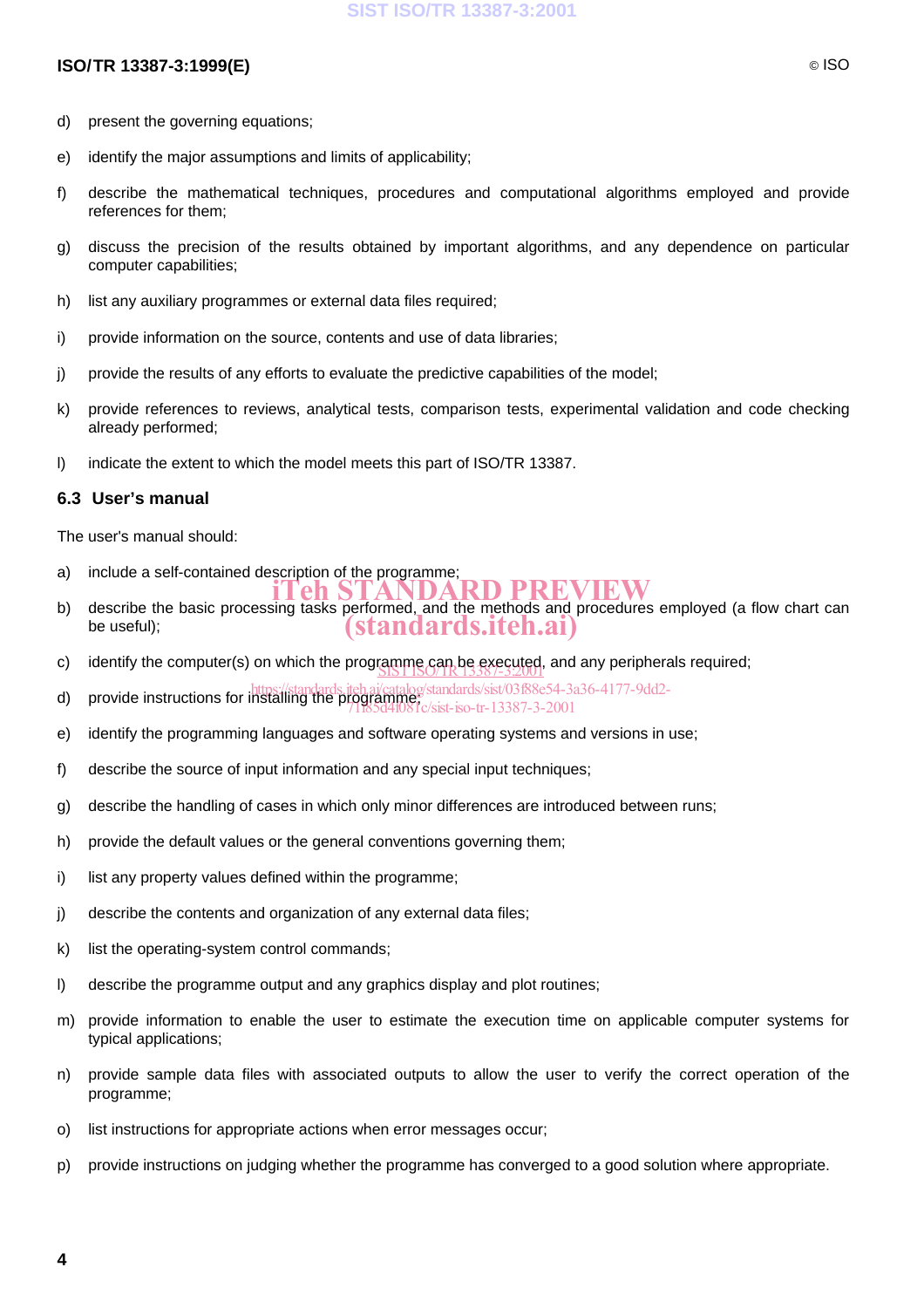d) present the governing equations;

e) identify the major assumptions and limits of applicability;

f) describe the mathematical techniques, procedures and computational algorithms employed and provide references for them;

g) discuss the precision of the results obtained by important algorithms, and any dependence on particular computer capabilities;

h) list any auxiliary programmes or external data files required;

i) provide information on the source, contents and use of data libraries;

j) provide the results of any efforts to evaluate the predictive capabilities of the model;

k) provide references to reviews, analytical tests, comparison tests, experimental validation and code checking already performed;

l) indicate the extent to which the model meets this part of ISO/TR 13387.

### 6.3 User's manual

The user's manual should:

a) include a self-contained description of the programme;

b) describe the basic processing tasks performed, and the methods and procedures employed (a flow chart can be useful);

c) identify the computer(s) on which the programme can be executed, and any peripherals required;

d) provide instructions for installing the programme;

e) identify the programming languages and software operating systems and versions in use;

f) describe the source of input information and any special input techniques;

g) describe the handling of cases in which only minor differences are introduced between runs;

h) provide the default values or the general conventions governing them;

i) list any property values defined within the programme;

j) describe the contents and organization of any external data files;

k) list the operating-system control commands;

l) describe the programme output and any graphics display and plot routines;

m) provide information to enable the user to estimate the execution time on applicable computer systems for typical applications;

n) provide sample data files with associated outputs to allow the user to verify the correct operation of the programme;

o) list instructions for appropriate actions when error messages occur;

p) provide instructions on judging whether the programme has converged to a good solution where appropriate.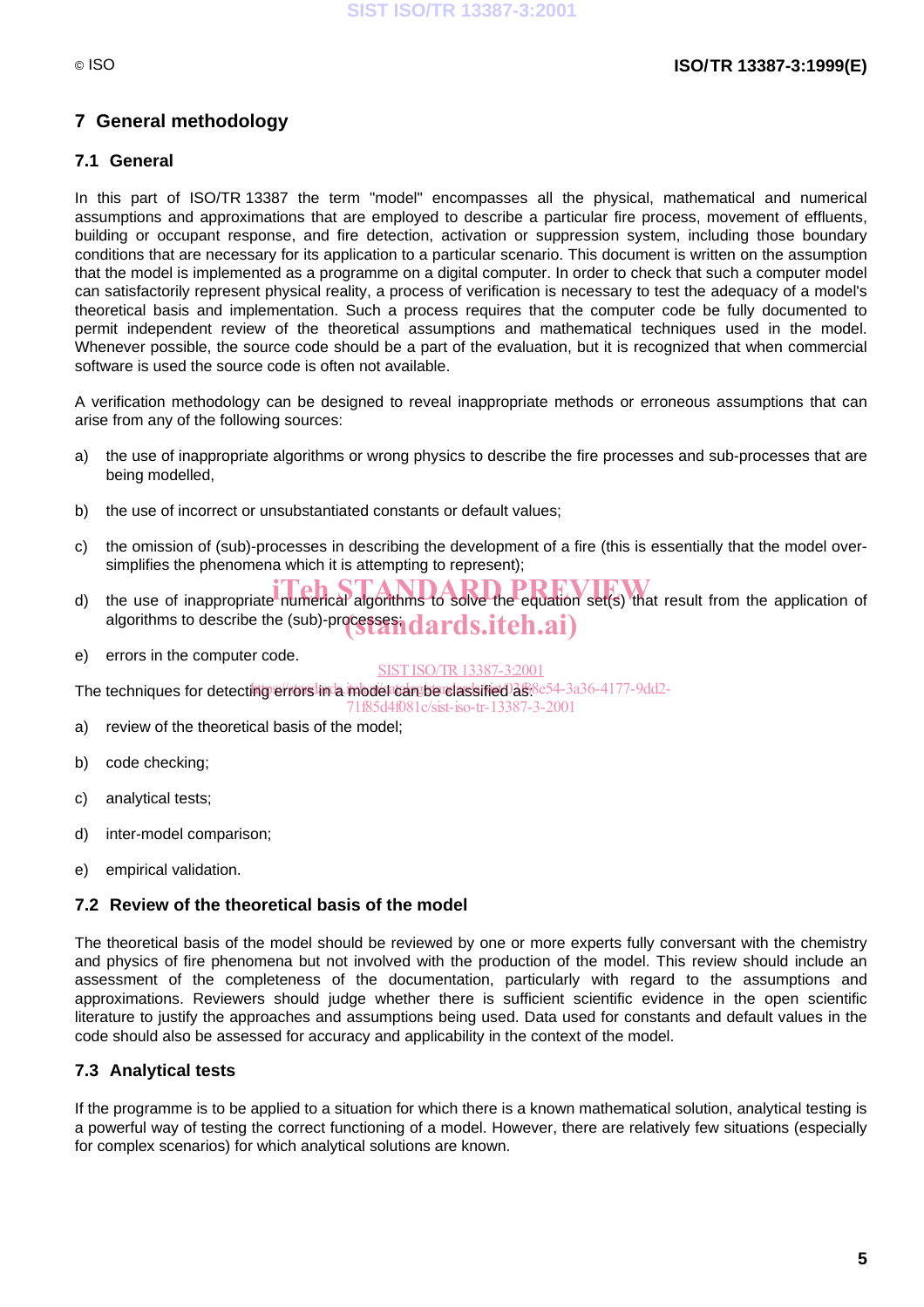## 7 General methodology

### 7.1 General

In this part of ISO/TR 13387 the term "model" encompasses all the physical, mathematical and numerical assumptions and approximations that are employed to describe a particular fire process, movement of effluents, building or occupant response, and fire detection, activation or suppression system, including those boundary conditions that are necessary for its application to a particular scenario. This document is written on the assumption that the model is implemented as a programme on a digital computer. In order to check that such a computer model can satisfactorily represent physical reality, a process of verification is necessary to test the adequacy of a model's theoretical basis and implementation. Such a process requires that the computer code be fully documented to permit independent review of the theoretical assumptions and mathematical techniques used in the model. Whenever possible, the source code should be a part of the evaluation, but it is recognized that when commercial software is used the source code is often not available.

A verification methodology can be designed to reveal inappropriate methods or erroneous assumptions that can arise from any of the following sources:

a) the use of inappropriate algorithms or wrong physics to describe the fire processes and sub-processes that are being modelled,

b) the use of incorrect or unsubstantiated constants or default values;

c) the omission of (sub)-processes in describing the development of a fire (this is essentially that the model over-simplifies the phenomena which it is attempting to represent);

d) the use of inappropriate numerical algorithms to solve the equation set(s) that result from the application of algorithms to describe the (sub)-processes;

e) errors in the computer code.

The techniques for detecting errors in a model can be classified as:

a) review of the theoretical basis of the model;

b) code checking;

c) analytical tests;

d) inter-model comparison;

e) empirical validation.

### 7.2 Review of the theoretical basis of the model

The theoretical basis of the model should be reviewed by one or more experts fully conversant with the chemistry and physics of fire phenomena but not involved with the production of the model. This review should include an assessment of the completeness of the documentation, particularly with regard to the assumptions and approximations. Reviewers should judge whether there is sufficient scientific evidence in the open scientific literature to justify the approaches and assumptions being used. Data used for constants and default values in the code should also be assessed for accuracy and applicability in the context of the model.

### 7.3 Analytical tests

If the programme is to be applied to a situation for which there is a known mathematical solution, analytical testing is a powerful way of testing the correct functioning of a model. However, there are relatively few situations (especially for complex scenarios) for which analytical solutions are known.